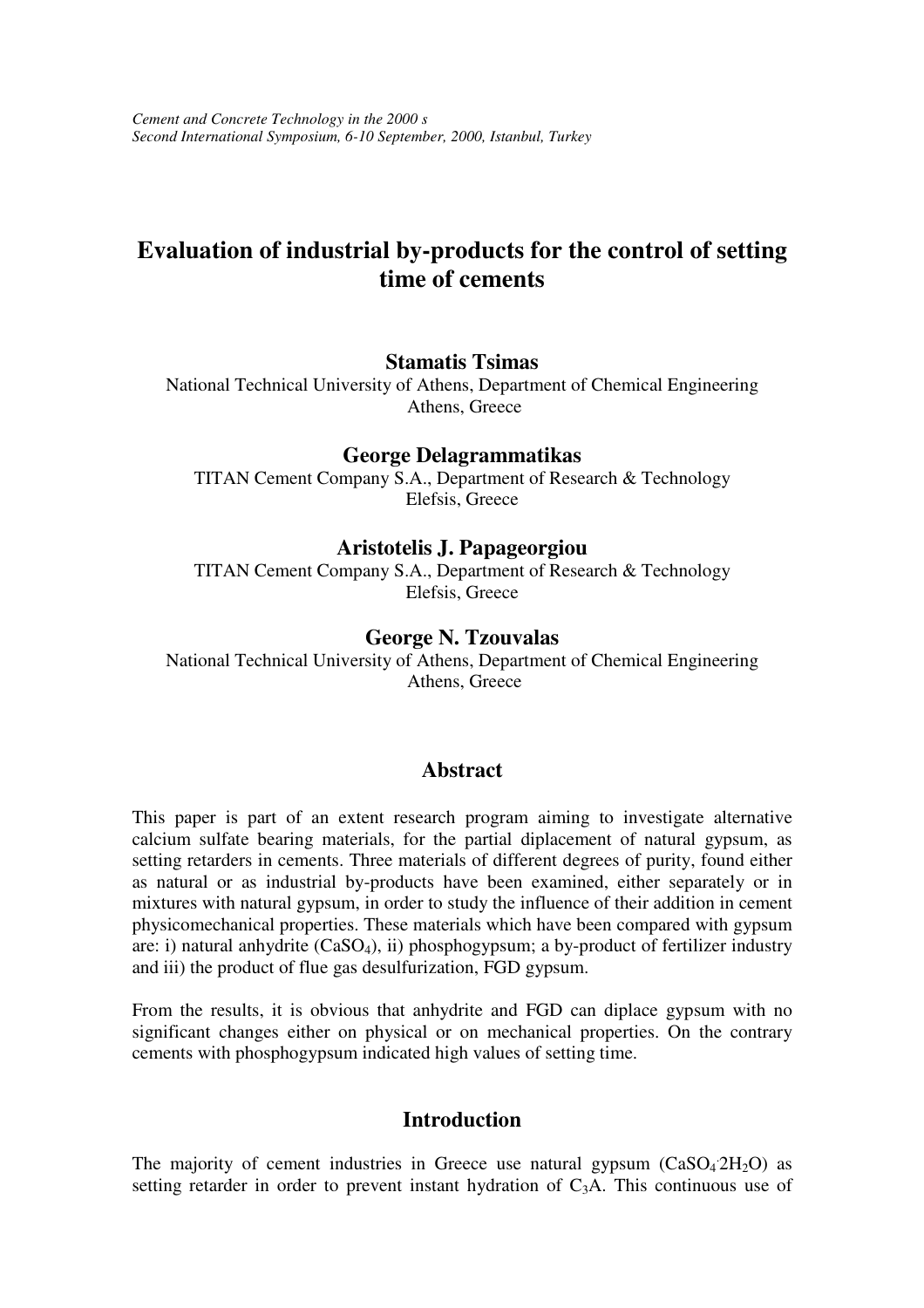*Cement and Concrete Technology in the 2000 s*
*Second International Symposium, 6-10 September, 2000, Istanbul, Turkey*

# Evaluation of industrial by-products for the control of setting time of cements

**Stamatis Tsimas**
National Technical University of Athens, Department of Chemical Engineering
Athens, Greece

**George Delagrammatikas**
TITAN Cement Company S.A., Department of Research & Technology
Elefsis, Greece

**Aristotelis J. Papageorgiou**
TITAN Cement Company S.A., Department of Research & Technology
Elefsis, Greece

**George N. Tzouvalas**
National Technical University of Athens, Department of Chemical Engineering
Athens, Greece

## Abstract

This paper is part of an extent research program aiming to investigate alternative calcium sulfate bearing materials, for the partial diplacement of natural gypsum, as setting retarders in cements. Three materials of different degrees of purity, found either as natural or as industrial by-products have been examined, either separately or in mixtures with natural gypsum, in order to study the influence of their addition in cement physicomechanical properties. These materials which have been compared with gypsum are: i) natural anhydrite ($CaSO_4$), ii) phosphogypsum; a by-product of fertilizer industry and iii) the product of flue gas desulfurization, FGD gypsum.

From the results, it is obvious that anhydrite and FGD can diplace gypsum with no significant changes either on physical or on mechanical properties. On the contrary cements with phosphogypsum indicated high values of setting time.

## Introduction

The majority of cement industries in Greece use natural gypsum ($CaSO_4 \cdot 2H_2O$) as setting retarder in order to prevent instant hydration of $C_3A$. This continuous use of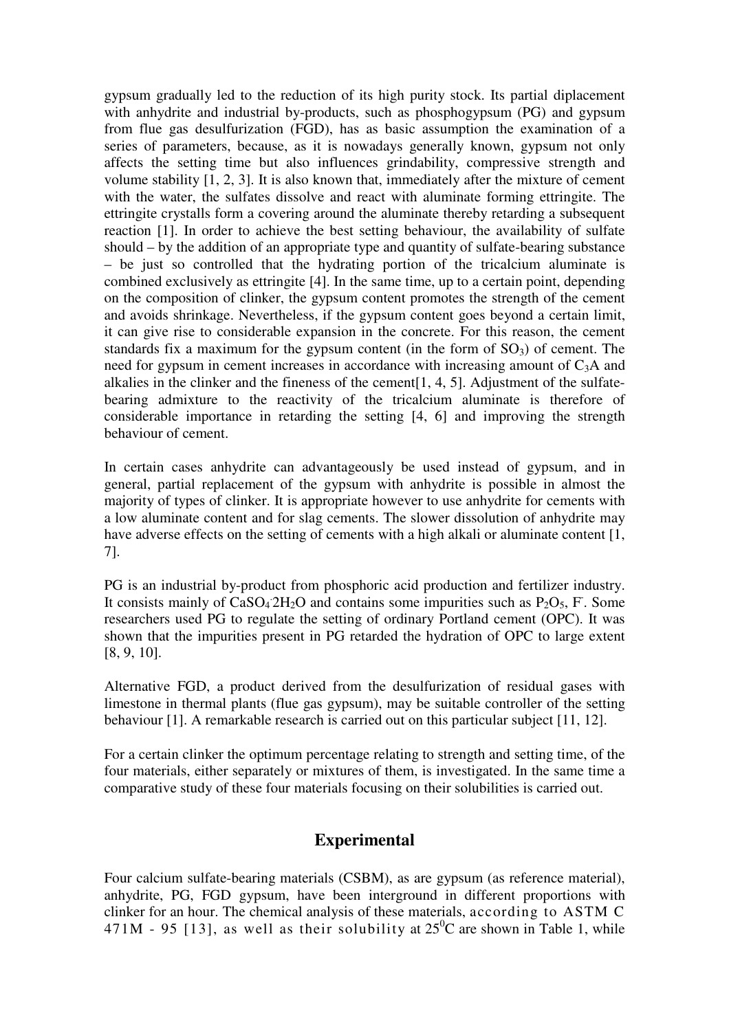gypsum gradually led to the reduction of its high purity stock. Its partial diplacement with anhydrite and industrial by-products, such as phosphogypsum (PG) and gypsum from flue gas desulfurization (FGD), has as basic assumption the examination of a series of parameters, because, as it is nowadays generally known, gypsum not only affects the setting time but also influences grindability, compressive strength and volume stability [1, 2, 3]. It is also known that, immediately after the mixture of cement with the water, the sulfates dissolve and react with aluminate forming ettringite. The ettringite crystalls form a covering around the aluminate thereby retarding a subsequent reaction [1]. In order to achieve the best setting behaviour, the availability of sulfate should – by the addition of an appropriate type and quantity of sulfate-bearing substance – be just so controlled that the hydrating portion of the tricalcium aluminate is combined exclusively as ettringite [4]. In the same time, up to a certain point, depending on the composition of clinker, the gypsum content promotes the strength of the cement and avoids shrinkage. Nevertheless, if the gypsum content goes beyond a certain limit, it can give rise to considerable expansion in the concrete. For this reason, the cement standards fix a maximum for the gypsum content (in the form of $SO_3$) of cement. The need for gypsum in cement increases in accordance with increasing amount of $C_3A$ and alkalies in the clinker and the fineness of the cement[1, 4, 5]. Adjustment of the sulfate-bearing admixture to the reactivity of the tricalcium aluminate is therefore of considerable importance in retarding the setting [4, 6] and improving the strength behaviour of cement.

In certain cases anhydrite can advantageously be used instead of gypsum, and in general, partial replacement of the gypsum with anhydrite is possible in almost the majority of types of clinker. It is appropriate however to use anhydrite for cements with a low aluminate content and for slag cements. The slower dissolution of anhydrite may have adverse effects on the setting of cements with a high alkali or aluminate content [1, 7].

PG is an industrial by-product from phosphoric acid production and fertilizer industry. It consists mainly of $CaSO_4 \cdot 2H_2O$ and contains some impurities such as $P_2O_5$, $F^-$. Some researchers used PG to regulate the setting of ordinary Portland cement (OPC). It was shown that the impurities present in PG retarded the hydration of OPC to large extent [8, 9, 10].

Alternative FGD, a product derived from the desulfurization of residual gases with limestone in thermal plants (flue gas gypsum), may be suitable controller of the setting behaviour [1]. A remarkable research is carried out on this particular subject [11, 12].

For a certain clinker the optimum percentage relating to strength and setting time, of the four materials, either separately or mixtures of them, is investigated. In the same time a comparative study of these four materials focusing on their solubilities is carried out.

## Experimental

Four calcium sulfate-bearing materials (CSBM), as are gypsum (as reference material), anhydrite, PG, FGD gypsum, have been interground in different proportions with clinker for an hour. The chemical analysis of these materials, according to ASTM C 471M - 95 [13], as well as their solubility at $25^0$C are shown in Table 1, while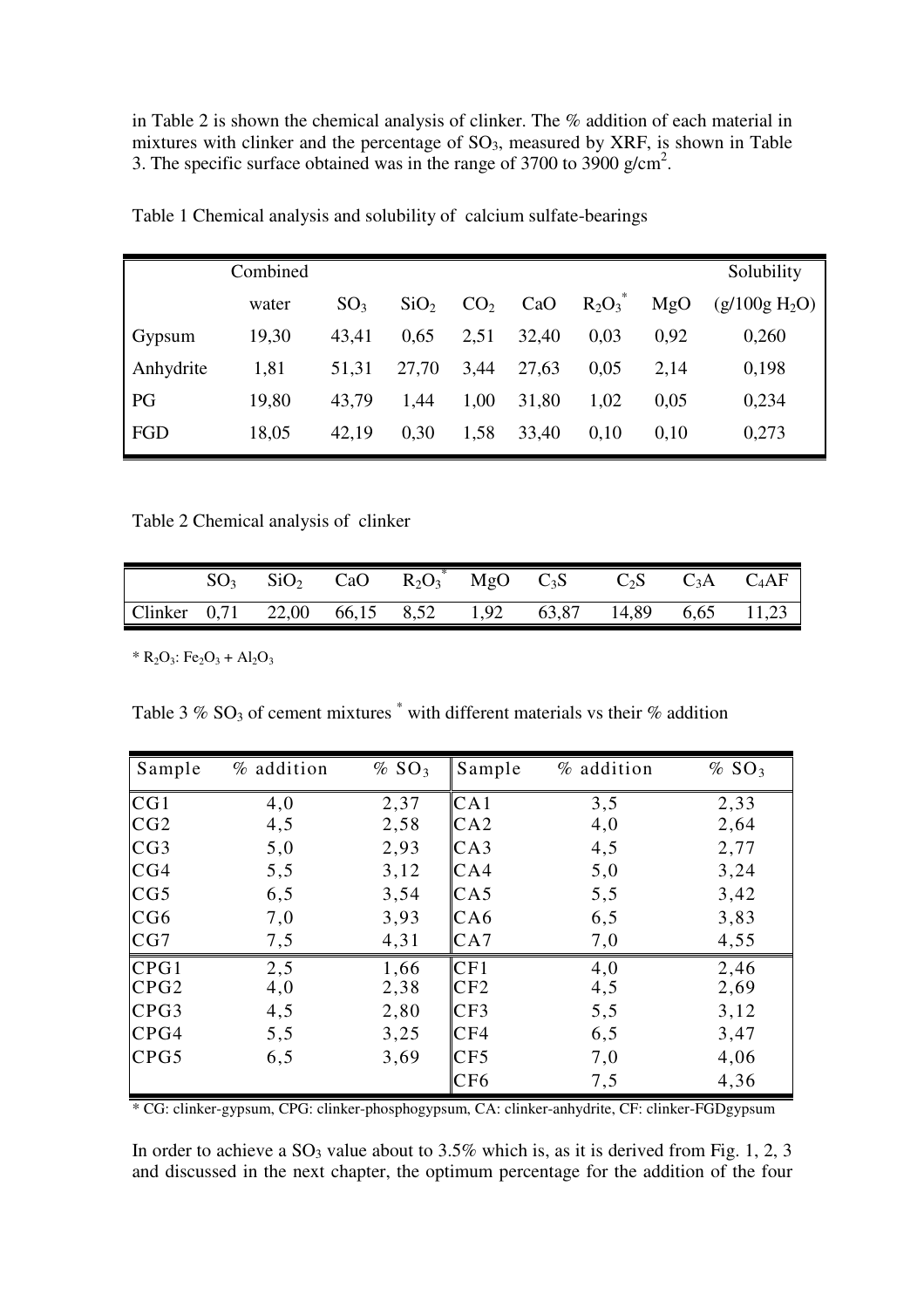in Table 2 is shown the chemical analysis of clinker. The % addition of each material in mixtures with clinker and the percentage of $SO_3$, measured by XRF, is shown in Table 3. The specific surface obtained was in the range of 3700 to 3900 g/cm$^2$.

Table 1 Chemical analysis and solubility of calcium sulfate-bearings

| | Combined water | $SO_3$ | $SiO_2$ | $CO_2$ | CaO | $R_2O_3$* | MgO | Solubility ($g/100g\ H_2O$) |
|---|---|---|---|---|---|---|---|---|
| Gypsum | 19,30 | 43,41 | 0,65 | 2,51 | 32,40 | 0,03 | 0,92 | 0,260 |
| Anhydrite | 1,81 | 51,31 | 27,70 | 3,44 | 27,63 | 0,05 | 2,14 | 0,198 |
| PG | 19,80 | 43,79 | 1,44 | 1,00 | 31,80 | 1,02 | 0,05 | 0,234 |
| FGD | 18,05 | 42,19 | 0,30 | 1,58 | 33,40 | 0,10 | 0,10 | 0,273 |

Table 2 Chemical analysis of clinker

| | $SO_3$ | $SiO_2$ | CaO | $R_2O_3$* | MgO | $C_3S$ | $C_2S$ | $C_3A$ | $C_4AF$ |
|---|---|---|---|---|---|---|---|---|---|
| Clinker | 0,71 | 22,00 | 66,15 | 8,52 | 1,92 | 63,87 | 14,89 | 6,65 | 11,23 |

* $R_2O_3$: $Fe_2O_3 + Al_2O_3$

Table 3 % $SO_3$ of cement mixtures * with different materials vs their % addition

| Sample | % addition | % $SO_3$ | Sample | % addition | % $SO_3$ |
|---|---|---|---|---|---|
| CG1 | 4,0 | 2,37 | CA1 | 3,5 | 2,33 |
| CG2 | 4,5 | 2,58 | CA2 | 4,0 | 2,64 |
| CG3 | 5,0 | 2,93 | CA3 | 4,5 | 2,77 |
| CG4 | 5,5 | 3,12 | CA4 | 5,0 | 3,24 |
| CG5 | 6,5 | 3,54 | CA5 | 5,5 | 3,42 |
| CG6 | 7,0 | 3,93 | CA6 | 6,5 | 3,83 |
| CG7 | 7,5 | 4,31 | CA7 | 7,0 | 4,55 |
| CPG1 | 2,5 | 1,66 | CF1 | 4,0 | 2,46 |
| CPG2 | 4,0 | 2,38 | CF2 | 4,5 | 2,69 |
| CPG3 | 4,5 | 2,80 | CF3 | 5,5 | 3,12 |
| CPG4 | 5,5 | 3,25 | CF4 | 6,5 | 3,47 |
| CPG5 | 6,5 | 3,69 | CF5 | 7,0 | 4,06 |
| | | | CF6 | 7,5 | 4,36 |

* CG: clinker-gypsum, CPG: clinker-phosphogypsum, CA: clinker-anhydrite, CF: clinker-FGDgypsum

In order to achieve a $SO_3$ value about to 3.5% which is, as it is derived from Fig. 1, 2, 3 and discussed in the next chapter, the optimum percentage for the addition of the four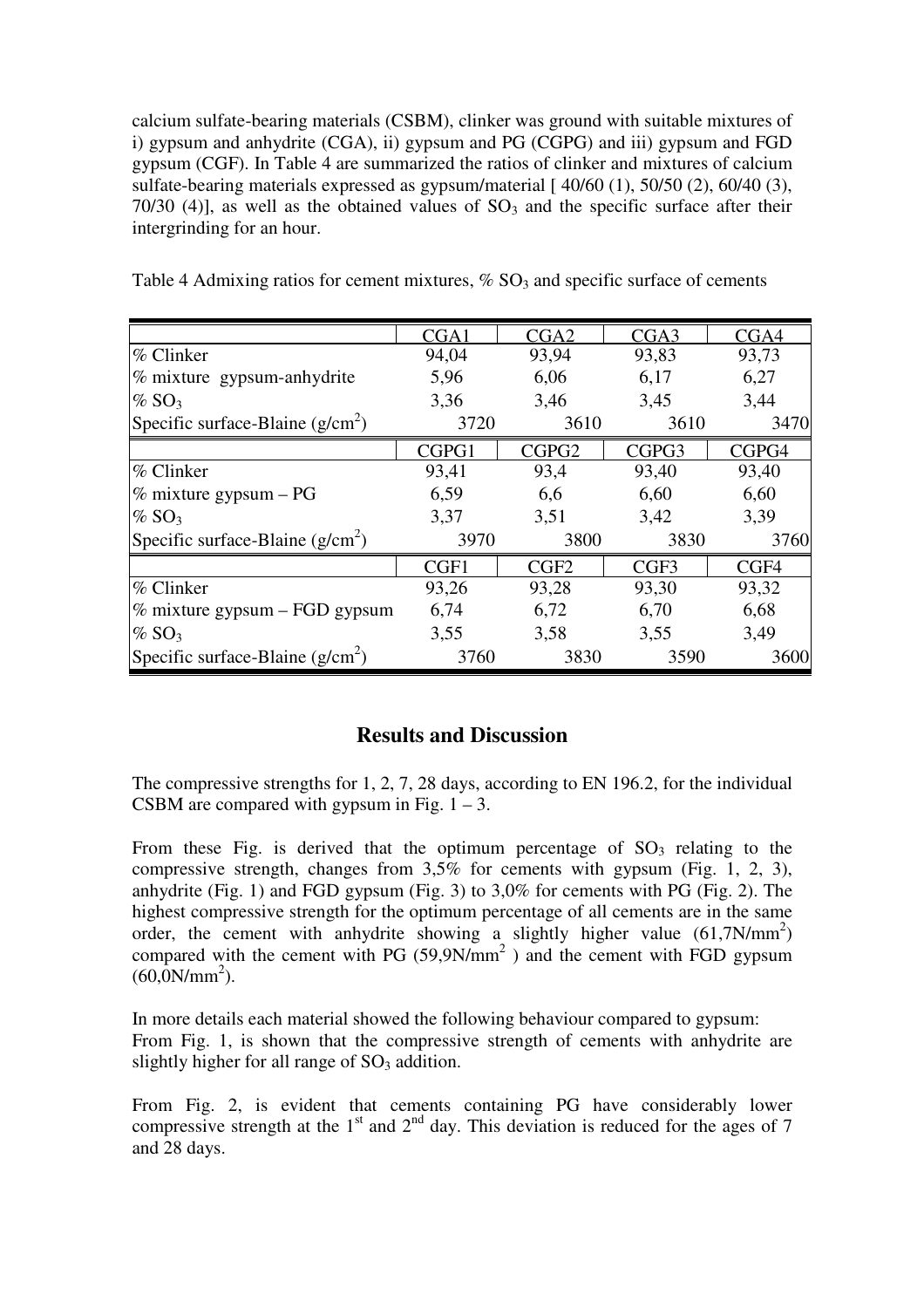calcium sulfate-bearing materials (CSBM), clinker was ground with suitable mixtures of i) gypsum and anhydrite (CGA), ii) gypsum and PG (CGPG) and iii) gypsum and FGD gypsum (CGF). In Table 4 are summarized the ratios of clinker and mixtures of calcium sulfate-bearing materials expressed as gypsum/material [ 40/60 (1), 50/50 (2), 60/40 (3), 70/30 (4)], as well as the obtained values of $SO_3$ and the specific surface after their intergrinding for an hour.

Table 4 Admixing ratios for cement mixtures, % $SO_3$ and specific surface of cements

| | CGA1 | CGA2 | CGA3 | CGA4 |
|---|---|---|---|---|
| % Clinker | 94,04 | 93,94 | 93,83 | 93,73 |
| % mixture gypsum-anhydrite | 5,96 | 6,06 | 6,17 | 6,27 |
| % $SO_3$ | 3,36 | 3,46 | 3,45 | 3,44 |
| Specific surface-Blaine ($g/cm^2$) | 3720 | 3610 | 3610 | 3470 |
| | CGPG1 | CGPG2 | CGPG3 | CGPG4 |
| % Clinker | 93,41 | 93,4 | 93,40 | 93,40 |
| % mixture gypsum – PG | 6,59 | 6,6 | 6,60 | 6,60 |
| % $SO_3$ | 3,37 | 3,51 | 3,42 | 3,39 |
| Specific surface-Blaine ($g/cm^2$) | 3970 | 3800 | 3830 | 3760 |
| | CGF1 | CGF2 | CGF3 | CGF4 |
| % Clinker | 93,26 | 93,28 | 93,30 | 93,32 |
| % mixture gypsum – FGD gypsum | 6,74 | 6,72 | 6,70 | 6,68 |
| % $SO_3$ | 3,55 | 3,58 | 3,55 | 3,49 |
| Specific surface-Blaine ($g/cm^2$) | 3760 | 3830 | 3590 | 3600 |

## Results and Discussion

The compressive strengths for 1, 2, 7, 28 days, according to EN 196.2, for the individual CSBM are compared with gypsum in Fig. 1 – 3.

From these Fig. is derived that the optimum percentage of $SO_3$ relating to the compressive strength, changes from 3,5% for cements with gypsum (Fig. 1, 2, 3), anhydrite (Fig. 1) and FGD gypsum (Fig. 3) to 3,0% for cements with PG (Fig. 2). The highest compressive strength for the optimum percentage of all cements are in the same order, the cement with anhydrite showing a slightly higher value (61,7N/$mm^2$) compared with the cement with PG (59,9N/$mm^2$ ) and the cement with FGD gypsum (60,0N/$mm^2$).

In more details each material showed the following behaviour compared to gypsum:
From Fig. 1, is shown that the compressive strength of cements with anhydrite are slightly higher for all range of $SO_3$ addition.

From Fig. 2, is evident that cements containing PG have considerably lower compressive strength at the 1st and 2nd day. This deviation is reduced for the ages of 7 and 28 days.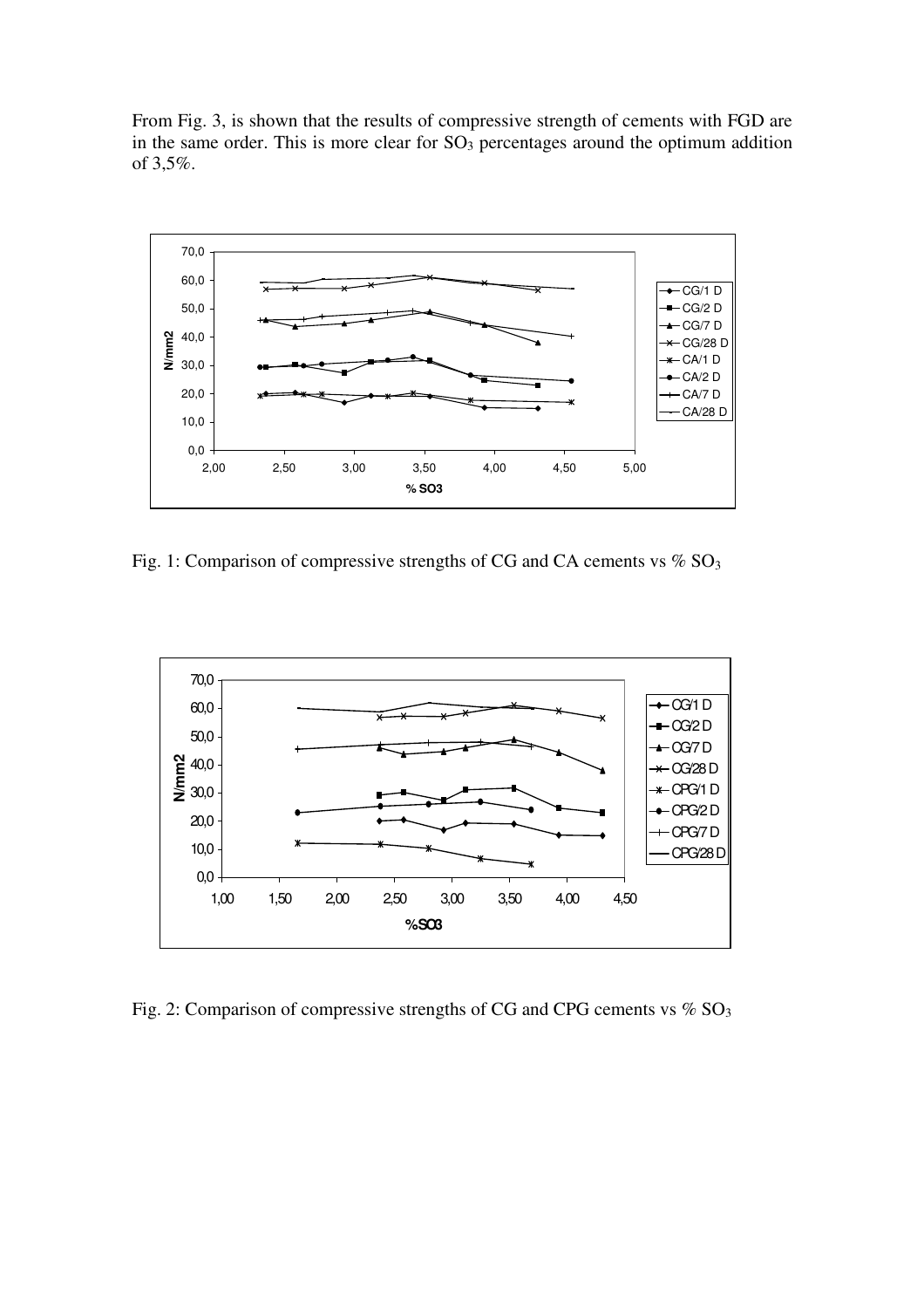From Fig. 3, is shown that the results of compressive strength of cements with FGD are in the same order. This is more clear for $SO_3$ percentages around the optimum addition of 3,5%.

Fig. 1: Comparison of compressive strengths of CG and CA cements vs % $SO_3$

Fig. 2: Comparison of compressive strengths of CG and CPG cements vs % $SO_3$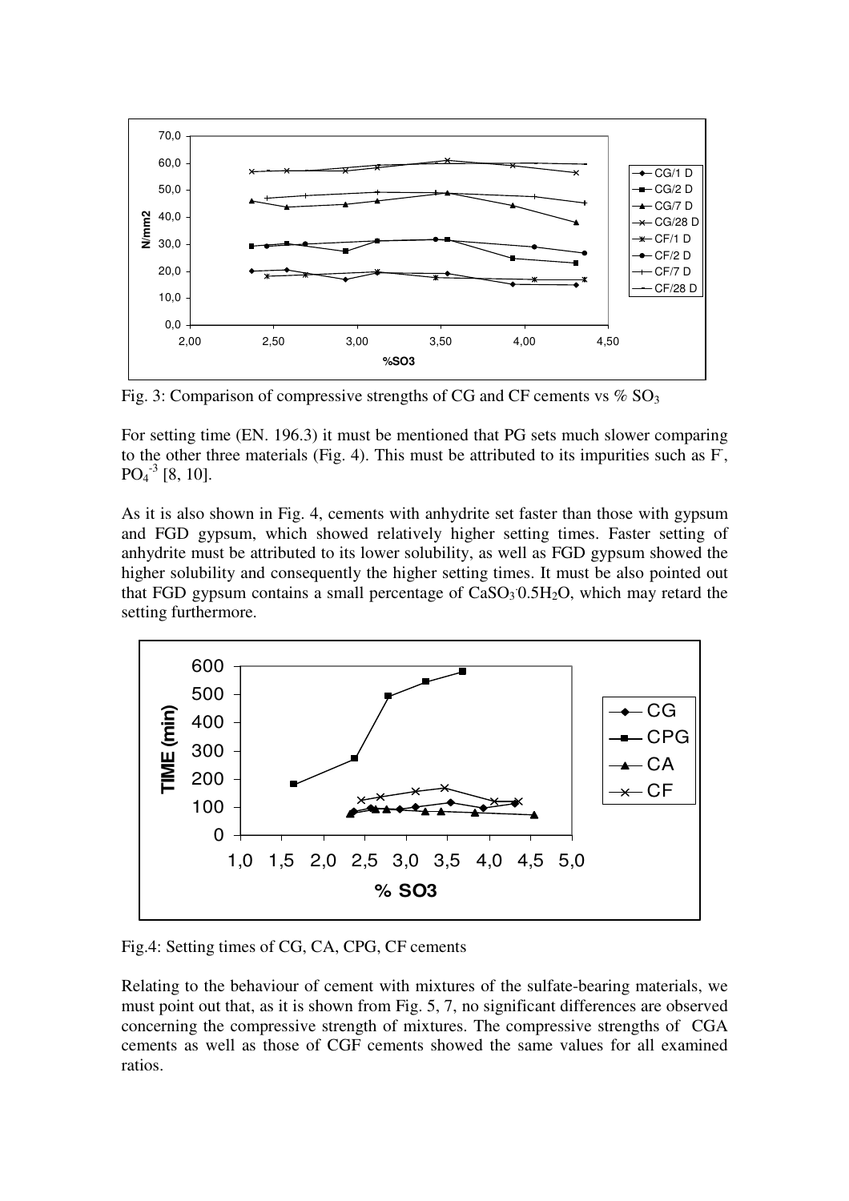Fig. 3: Comparison of compressive strengths of CG and CF cements vs % $SO_3$

For setting time (EN. 196.3) it must be mentioned that PG sets much slower comparing to the other three materials (Fig. 4). This must be attributed to its impurities such as $F^-$, $PO_4^{-3}$ [8, 10].

As it is also shown in Fig. 4, cements with anhydrite set faster than those with gypsum and FGD gypsum, which showed relatively higher setting times. Faster setting of anhydrite must be attributed to its lower solubility, as well as FGD gypsum showed the higher solubility and consequently the higher setting times. It must be also pointed out that FGD gypsum contains a small percentage of $CaSO_3 \cdot 0.5H_2O$, which may retard the setting furthermore.

Fig.4: Setting times of CG, CA, CPG, CF cements

Relating to the behaviour of cement with mixtures of the sulfate-bearing materials, we must point out that, as it is shown from Fig. 5, 7, no significant differences are observed concerning the compressive strength of mixtures. The compressive strengths of CGA cements as well as those of CGF cements showed the same values for all examined ratios.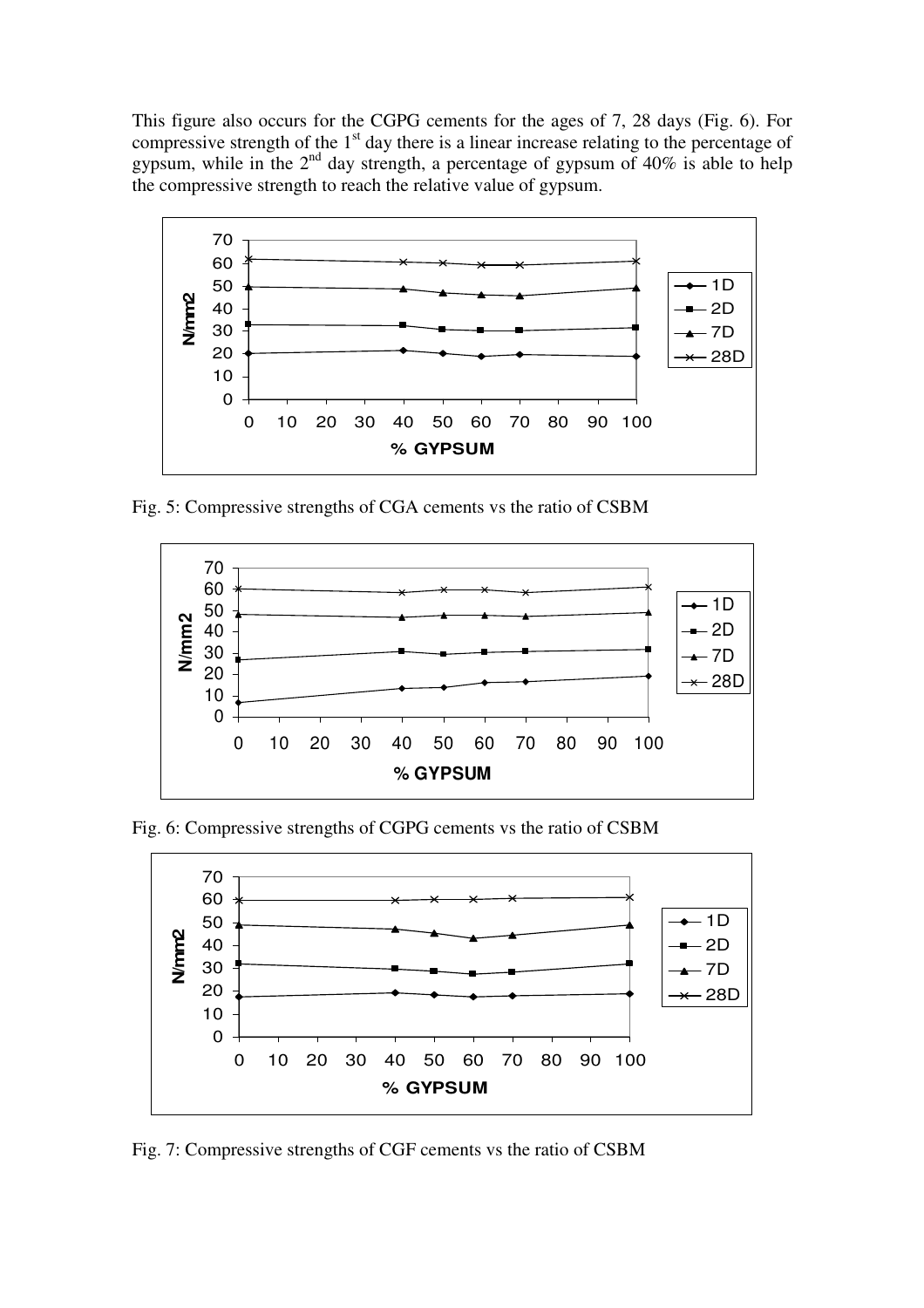This figure also occurs for the CGPG cements for the ages of 7, 28 days (Fig. 6). For compressive strength of the 1[st] day there is a linear increase relating to the percentage of gypsum, while in the 2[nd] day strength, a percentage of gypsum of 40% is able to help the compressive strength to reach the relative value of gypsum.

Fig. 5: Compressive strengths of CGA cements vs the ratio of CSBM

Fig. 6: Compressive strengths of CGPG cements vs the ratio of CSBM

Fig. 7: Compressive strengths of CGF cements vs the ratio of CSBM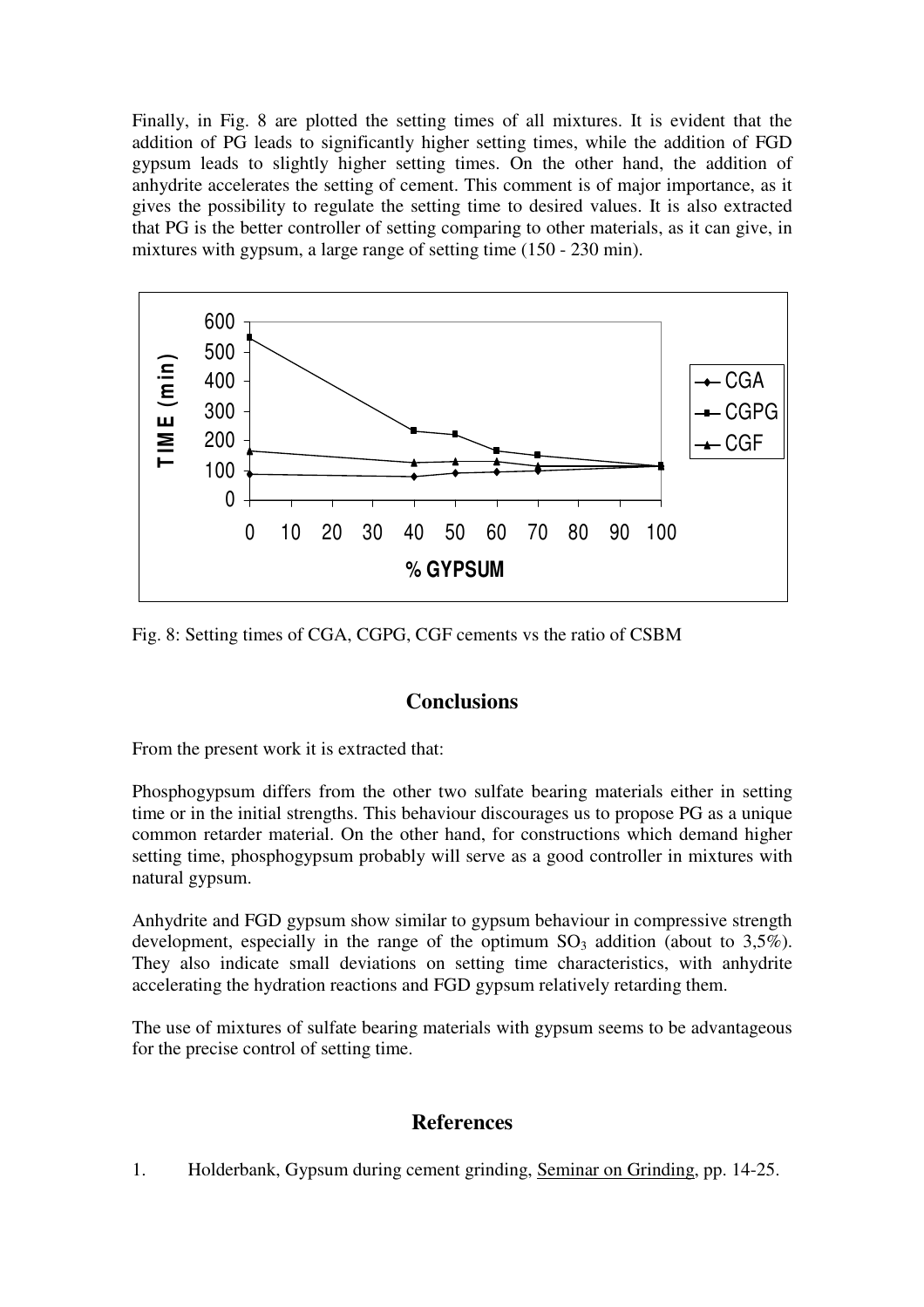Finally, in Fig. 8 are plotted the setting times of all mixtures. It is evident that the addition of PG leads to significantly higher setting times, while the addition of FGD gypsum leads to slightly higher setting times. On the other hand, the addition of anhydrite accelerates the setting of cement. This comment is of major importance, as it gives the possibility to regulate the setting time to desired values. It is also extracted that PG is the better controller of setting comparing to other materials, as it can give, in mixtures with gypsum, a large range of setting time (150 - 230 min).

Fig. 8: Setting times of CGA, CGPG, CGF cements vs the ratio of CSBM

## Conclusions

From the present work it is extracted that:

Phosphogypsum differs from the other two sulfate bearing materials either in setting time or in the initial strengths. This behaviour discourages us to propose PG as a unique common retarder material. On the other hand, for constructions which demand higher setting time, phosphogypsum probably will serve as a good controller in mixtures with natural gypsum.

Anhydrite and FGD gypsum show similar to gypsum behaviour in compressive strength development, especially in the range of the optimum $SO_3$ addition (about to 3,5%). They also indicate small deviations on setting time characteristics, with anhydrite accelerating the hydration reactions and FGD gypsum relatively retarding them.

The use of mixtures of sulfate bearing materials with gypsum seems to be advantageous for the precise control of setting time.

## References

1. Holderbank, Gypsum during cement grinding, Seminar on Grinding, pp. 14-25.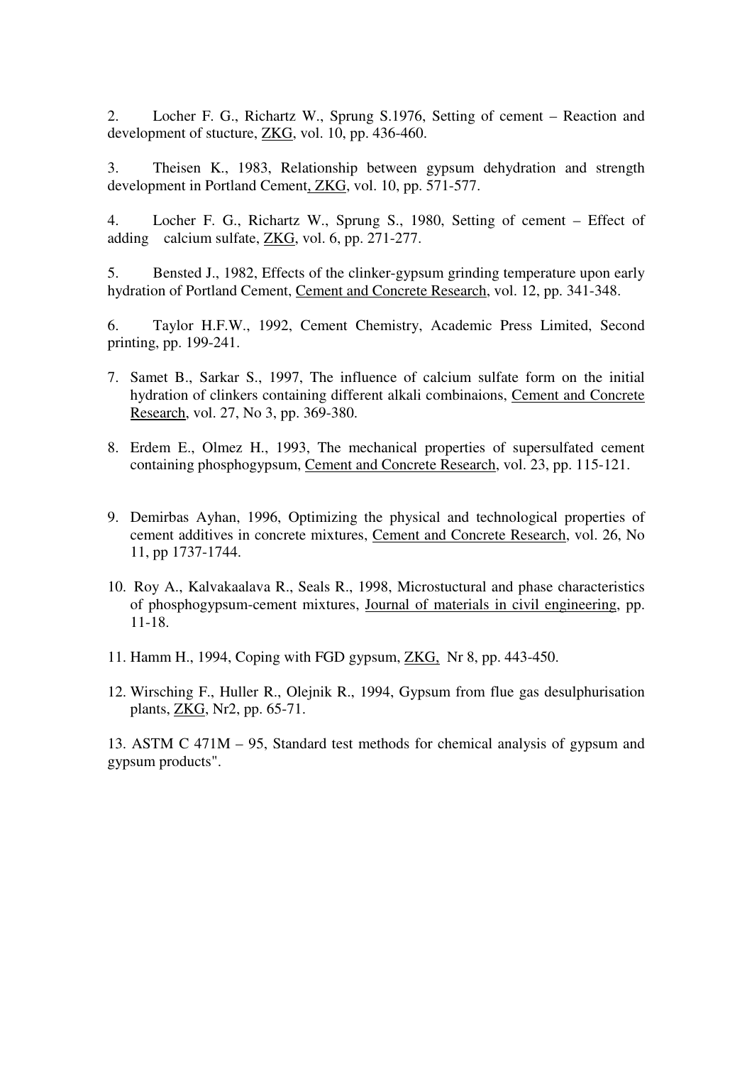2. Locher F. G., Richartz W., Sprung S.1976, Setting of cement – Reaction and development of stucture, ZKG, vol. 10, pp. 436-460.

3. Theisen K., 1983, Relationship between gypsum dehydration and strength development in Portland Cement, ZKG, vol. 10, pp. 571-577.

4. Locher F. G., Richartz W., Sprung S., 1980, Setting of cement – Effect of adding calcium sulfate, ZKG, vol. 6, pp. 271-277.

5. Bensted J., 1982, Effects of the clinker-gypsum grinding temperature upon early hydration of Portland Cement, Cement and Concrete Research, vol. 12, pp. 341-348.

6. Taylor H.F.W., 1992, Cement Chemistry, Academic Press Limited, Second printing, pp. 199-241.

7. Samet B., Sarkar S., 1997, The influence of calcium sulfate form on the initial hydration of clinkers containing different alkali combinaions, Cement and Concrete Research, vol. 27, No 3, pp. 369-380.

8. Erdem E., Olmez H., 1993, The mechanical properties of supersulfated cement containing phosphogypsum, Cement and Concrete Research, vol. 23, pp. 115-121.

9. Demirbas Ayhan, 1996, Optimizing the physical and technological properties of cement additives in concrete mixtures, Cement and Concrete Research, vol. 26, No 11, pp 1737-1744.

10. Roy A., Kalvakaalava R., Seals R., 1998, Microstuctural and phase characteristics of phosphogypsum-cement mixtures, Journal of materials in civil engineering, pp. 11-18.

11. Hamm H., 1994, Coping with FGD gypsum, ZKG, Nr 8, pp. 443-450.

12. Wirsching F., Huller R., Olejnik R., 1994, Gypsum from flue gas desulphurisation plants, ZKG, Nr2, pp. 65-71.

13. ASTM C 471M – 95, Standard test methods for chemical analysis of gypsum and gypsum products".